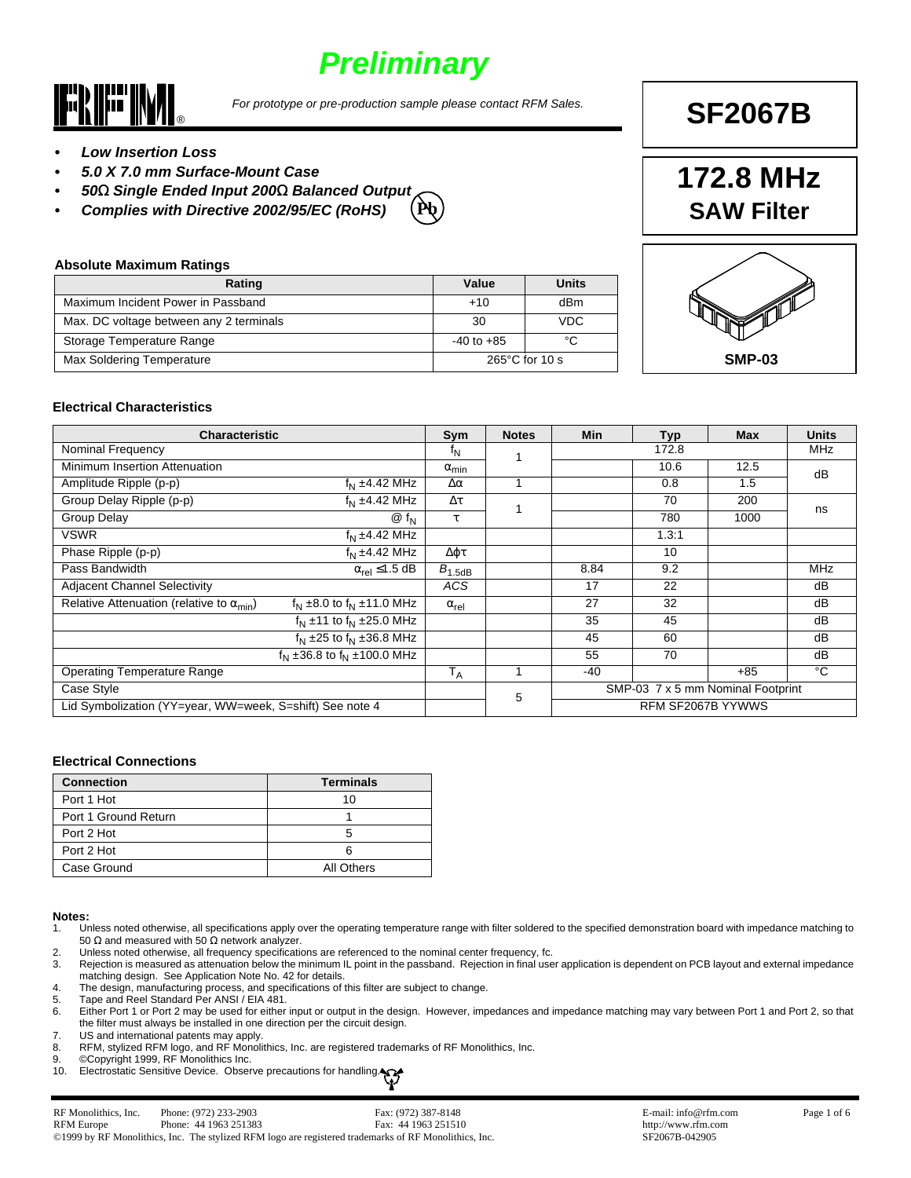# Preliminary

*For prototype or pre-production sample please contact RFM Sales.*

# SF2067B

## 172.8 MHz
## SAW Filter

- ***Low Insertion Loss***
- ***5.0 X 7.0 mm Surface-Mount Case***
- ***50Ω Single Ended Input 200Ω Balanced Output***
- ***Complies with Directive 2002/95/EC (RoHS)***

SMP-03

### Absolute Maximum Ratings

| Rating | Value | Units |
|---|---|---|
| Maximum Incident Power in Passband | +10 | dBm |
| Max. DC voltage between any 2 terminals | 30 | VDC |
| Storage Temperature Range | -40 to +85 | °C |
| Max Soldering Temperature | 265°C for 10 s | |

### Electrical Characteristics

| Characteristic | | Sym | Notes | Min | Typ | Max | Units |
|---|---|---|---|---|---|---|---|
| Nominal Frequency | | $f_N$ | 1 | | 172.8 | | MHz |
| Minimum Insertion Attenuation | | $\alpha_{min}$ | | | 10.6 | 12.5 | dB |
| Amplitude Ripple (p-p) | $f_N$ ±4.42 MHz | $\Delta\alpha$ | 1 | | 0.8 | 1.5 | |
| Group Delay Ripple (p-p) | $f_N$ ±4.42 MHz | $\Delta\tau$ | 1 | | 70 | 200 | ns |
| Group Delay | @ $f_N$ | $\tau$ | | | 780 | 1000 | |
| VSWR | $f_N$ ±4.42 MHz | | | | 1.3:1 | | |
| Phase Ripple (p-p) | $f_N$ ±4.42 MHz | $\Delta\phi\tau$ | | | 10 | | |
| Pass Bandwidth | $\alpha_{rel} \leq 1.5$ dB | $B_{1.5dB}$ | | 8.84 | 9.2 | | MHz |
| Adjacent Channel Selectivity | | ACS | | 17 | 22 | | dB |
| Relative Attenuation (relative to $\alpha_{min}$) | $f_N$ ±8.0 to $f_N$ ±11.0 MHz | $\alpha_{rel}$ | | 27 | 32 | | dB |
| | $f_N$ ±11 to $f_N$ ±25.0 MHz | | | 35 | 45 | | dB |
| | $f_N$ ±25 to $f_N$ ±36.8 MHz | | | 45 | 60 | | dB |
| | $f_N$ ±36.8 to $f_N$ ±100.0 MHz | | | 55 | 70 | | dB |
| Operating Temperature Range | | $T_A$ | 1 | -40 | | +85 | °C |
| Case Style | | | 5 | SMP-03 7 x 5 mm Nominal Footprint | | | |
| Lid Symbolization (YY=year, WW=week, S=shift) See note 4 | | | | RFM SF2067B YYWWS | | | |

### Electrical Connections

| Connection | Terminals |
|---|---|
| Port 1 Hot | 10 |
| Port 1 Ground Return | 1 |
| Port 2 Hot | 5 |
| Port 2 Hot | 6 |
| Case Ground | All Others |

**Notes:**

1. Unless noted otherwise, all specifications apply over the operating temperature range with filter soldered to the specified demonstration board with impedance matching to 50 Ω and measured with 50 Ω network analyzer.
2. Unless noted otherwise, all frequency specifications are referenced to the nominal center frequency, fc.
3. Rejection is measured as attenuation below the minimum IL point in the passband. Rejection in final user application is dependent on PCB layout and external impedance matching design. See Application Note No. 42 for details.
4. The design, manufacturing process, and specifications of this filter are subject to change.
5. Tape and Reel Standard Per ANSI / EIA 481.
6. Either Port 1 or Port 2 may be used for either input or output in the design. However, impedances and impedance matching may vary between Port 1 and Port 2, so that the filter must always be installed in one direction per the circuit design.
7. US and international patents may apply.
8. RFM, stylized RFM logo, and RF Monolithics, Inc. are registered trademarks of RF Monolithics, Inc.
9. ©Copyright 1999, RF Monolithics Inc.
10. Electrostatic Sensitive Device. Observe precautions for handling.

RF Monolithics, Inc. Phone: (972) 233-2903 Fax: (972) 387-8148 E-mail: info@rfm.com
RFM Europe Phone: 44 1963 251383 Fax: 44 1963 251510 http://www.rfm.com
©1999 by RF Monolithics, Inc. The stylized RFM logo are registered trademarks of RF Monolithics, Inc. SF2067B-042905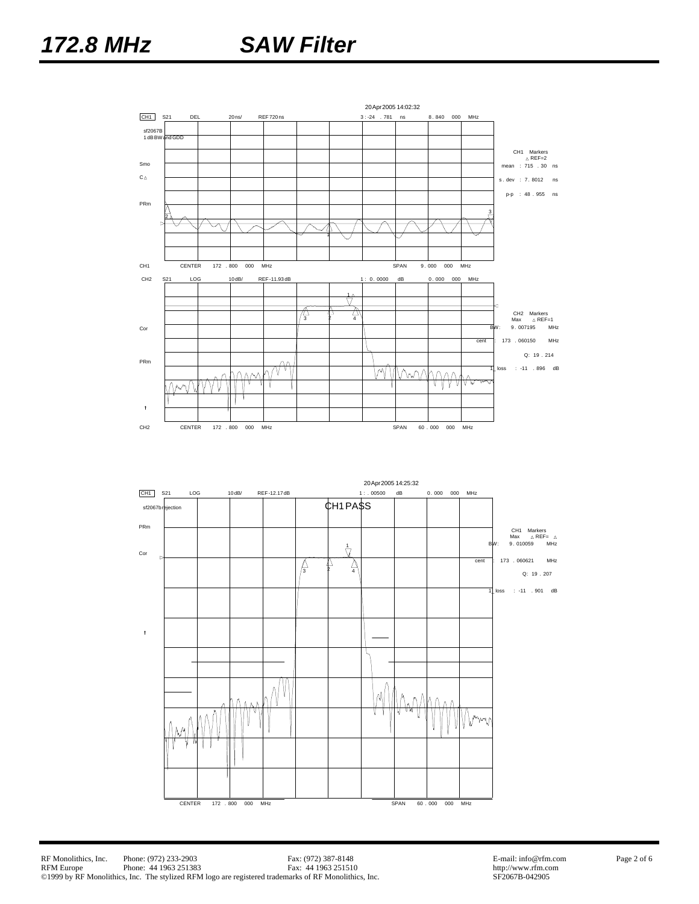# 172.8 MHz SAW Filter

20Apr2005 14:02:32

CH1 S21 DEL 20ns/ REF 720ns 3:-24.781 ns 8.840 000 MHz

sf2067B
1dB BW and GDD

CH1 Markers
△ REF=2
mean : 715.30 ns
s.dev : 7.8012 ns
p-p : 48.955 ns

Smo
C△
PRm

CH1 CENTER 172.800 000 MHz SPAN 9.000 000 MHz

CH2 S21 LOG 10dB/ REF-11.93dB 1: 0.0000 dB 0.000 000 MHz

CH2 Markers
Max △ REF=1
BW: 9.007195 MHz
cent : 173.060150 MHz
Q: 19.214
1_loss : -11.896 dB

Cor
PRm

CH2 CENTER 172.800 000 MHz SPAN 60.000 000 MHz

20Apr2005 14:25:32

CH1 S21 LOG 10dB/ REF-12.17dB 1:.00500 dB 0.000 000 MHz

sf2067b rejection

CH1 PASS

CH1 Markers
Max △ REF= △
BW: 9.010059 MHz
cent : 173.060621 MHz
Q: 19.207
1_loss : -11.901 dB

PRm
Cor

CENTER 172.800 000 MHz SPAN 60.000 000 MHz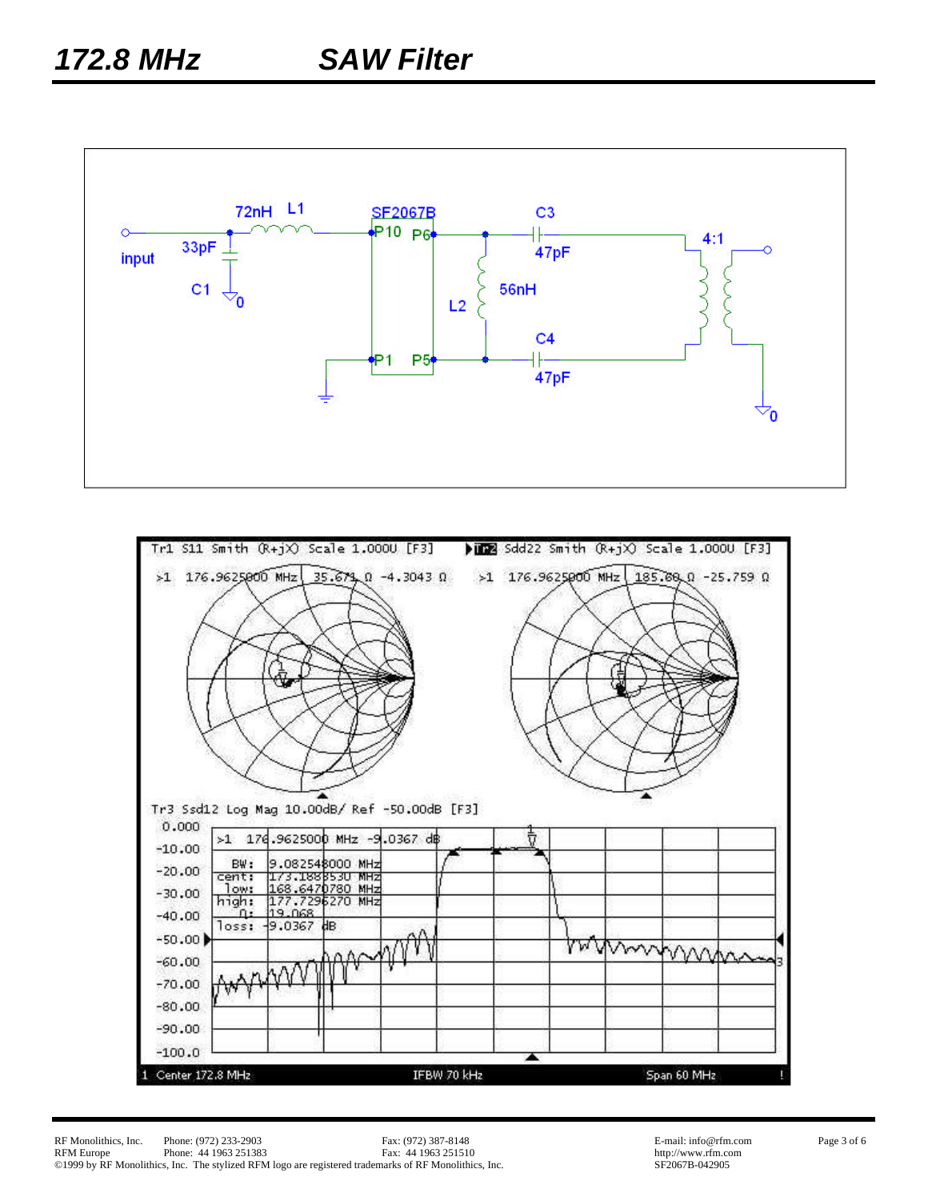72nH L1

SF2067B

P10 P6

P1 P5

C3 47pF

C4 47pF

L2 56nH

4:1

33pF C1

input

Tr1 S11 Smith (R+jX) Scale 1.000U [F3]

>1 176.9625000 MHz 35.671 Ω -4.3043 Ω

Tr2 Sdd22 Smith (R+jX) Scale 1.000U [F3]

>1 176.9625000 MHz 185.60 Ω -25.759 Ω

Tr3 Ssd12 Log Mag 10.00dB/ Ref -50.00dB [F3]

>1 176.9625000 MHz -9.0367 dB

| | |
|---|---|
| BW: | 9.082548000 MHz |
| cent: | 173.1883530 MHz |
| low: | 168.6470780 MHz |
| high: | 177.7296270 MHz |
| Q: | 19.068 |
| loss: | -9.0367 dB |

1 Center 172.8 MHz IFBW 70 kHz Span 60 MHz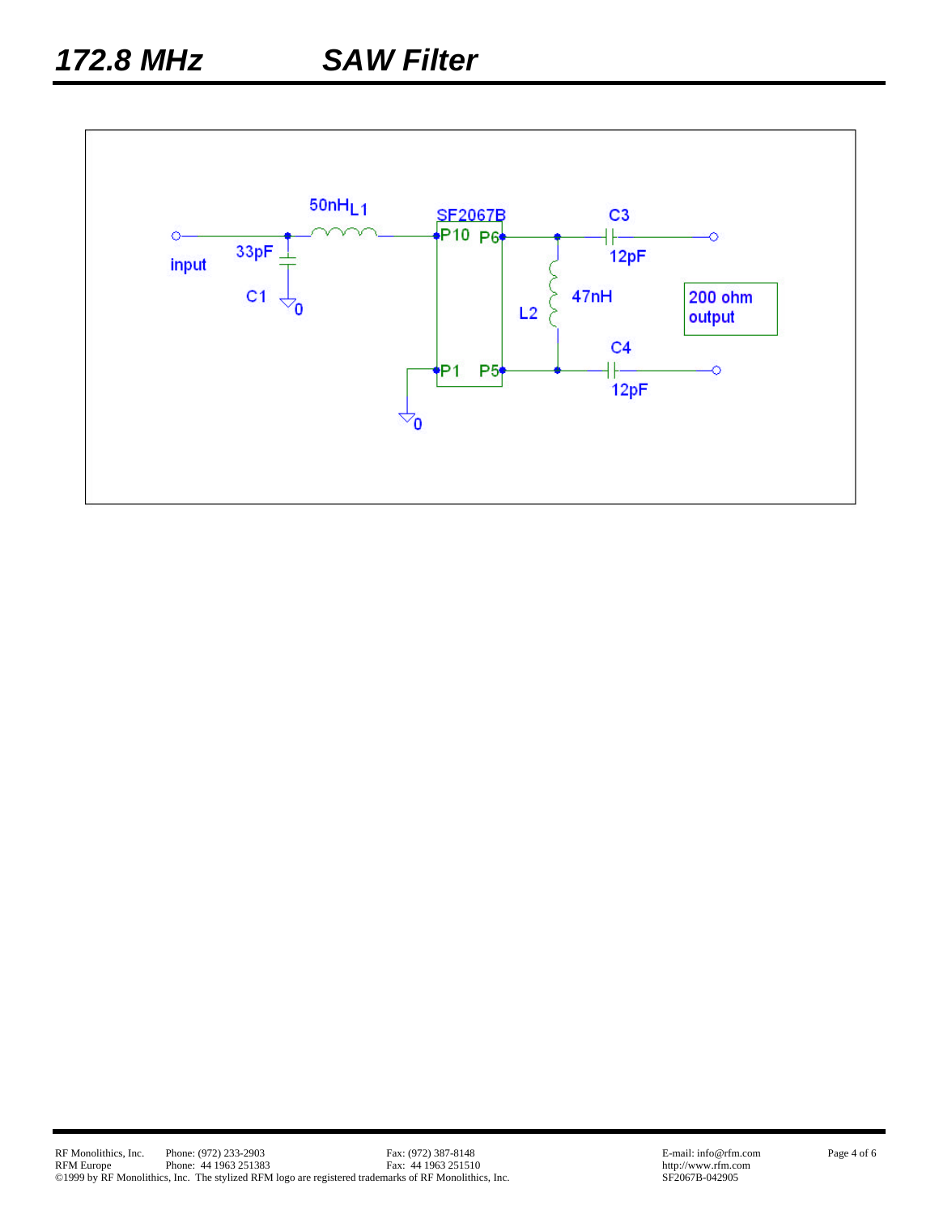50nH L1

SF2067B

C3

12pF

P10 P6

33pF

input

C1

0

L2

47nH

200 ohm output

P1 P5

C4

12pF

0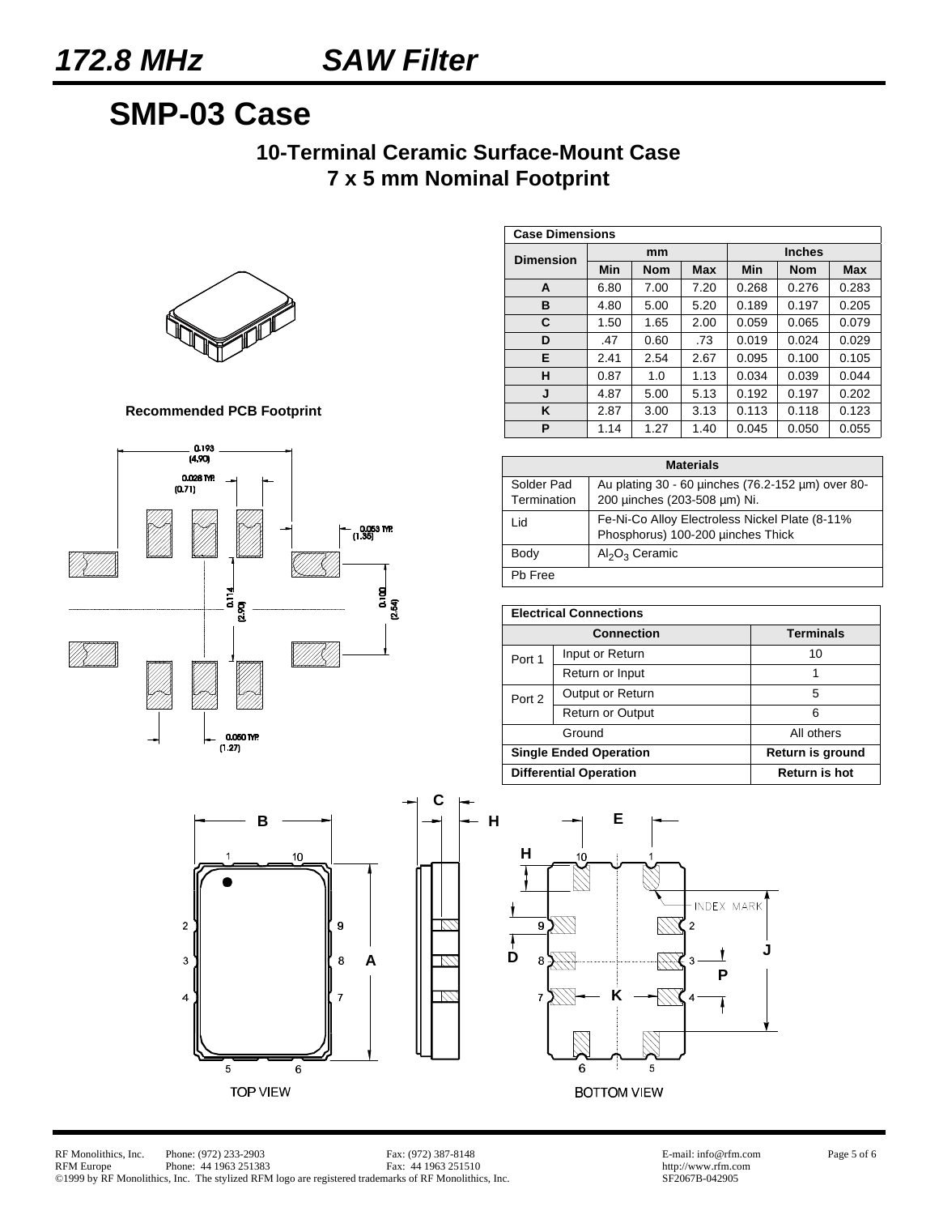# SMP-03 Case

### 10-Terminal Ceramic Surface-Mount Case
### 7 x 5 mm Nominal Footprint

**Recommended PCB Footprint**

| Case Dimensions | | | | | | |
|---|---|---|---|---|---|---|
| Dimension | mm | | | Inches | | |
| | Min | Nom | Max | Min | Nom | Max |
| A | 6.80 | 7.00 | 7.20 | 0.268 | 0.276 | 0.283 |
| B | 4.80 | 5.00 | 5.20 | 0.189 | 0.197 | 0.205 |
| C | 1.50 | 1.65 | 2.00 | 0.059 | 0.065 | 0.079 |
| D | .47 | 0.60 | .73 | 0.019 | 0.024 | 0.029 |
| E | 2.41 | 2.54 | 2.67 | 0.095 | 0.100 | 0.105 |
| H | 0.87 | 1.0 | 1.13 | 0.034 | 0.039 | 0.044 |
| J | 4.87 | 5.00 | 5.13 | 0.192 | 0.197 | 0.202 |
| K | 2.87 | 3.00 | 3.13 | 0.113 | 0.118 | 0.123 |
| P | 1.14 | 1.27 | 1.40 | 0.045 | 0.050 | 0.055 |

| Materials | |
|---|---|
| Solder Pad Termination | Au plating 30 - 60 µinches (76.2-152 µm) over 80-200 µinches (203-508 µm) Ni. |
| Lid | Fe-Ni-Co Alloy Electroless Nickel Plate (8-11% Phosphorus) 100-200 µinches Thick |
| Body | $Al_2O_3$ Ceramic |
| Pb Free | |

| Electrical Connections | | |
|---|---|---|
| Connection | | Terminals |
| Port 1 | Input or Return | 10 |
| | Return or Input | 1 |
| Port 2 | Output or Return | 5 |
| | Return or Output | 6 |
| Ground | | All others |
| **Single Ended Operation** | | **Return is ground** |
| **Differential Operation** | | **Return is hot** |

TOP VIEW

BOTTOM VIEW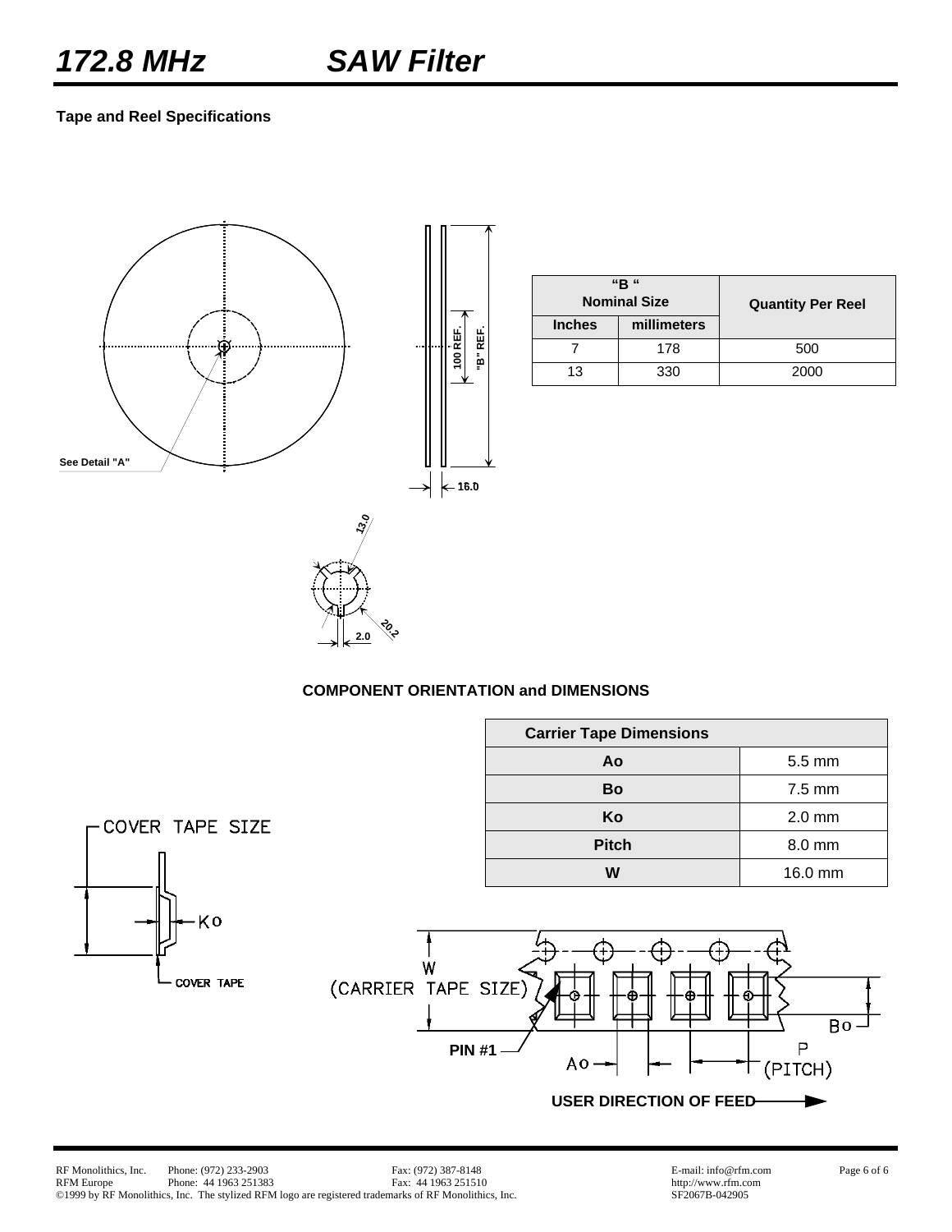# 172.8 MHz SAW Filter

**Tape and Reel Specifications**

See Detail "A"

100 REF.

"B" REF.

16.0

13.0

20.2

2.0

| "B" Nominal Size | | Quantity Per Reel |
|---|---|---|
| Inches | millimeters | |
| 7 | 178 | 500 |
| 13 | 330 | 2000 |

**COMPONENT ORIENTATION and DIMENSIONS**

| Carrier Tape Dimensions | |
|---|---|
| Ao | 5.5 mm |
| Bo | 7.5 mm |
| Ko | 2.0 mm |
| Pitch | 8.0 mm |
| W | 16.0 mm |

COVER TAPE SIZE

Ko

COVER TAPE

W (CARRIER TAPE SIZE)

PIN #1

Ao

Bo

P (PITCH)

**USER DIRECTION OF FEED**

RF Monolithics, Inc. Phone: (972) 233-2903 Fax: (972) 387-8148 E-mail: info@rfm.com
RFM Europe Phone: 44 1963 251383 Fax: 44 1963 251510 http://www.rfm.com
©1999 by RF Monolithics, Inc. The stylized RFM logo are registered trademarks of RF Monolithics, Inc. SF2067B-042905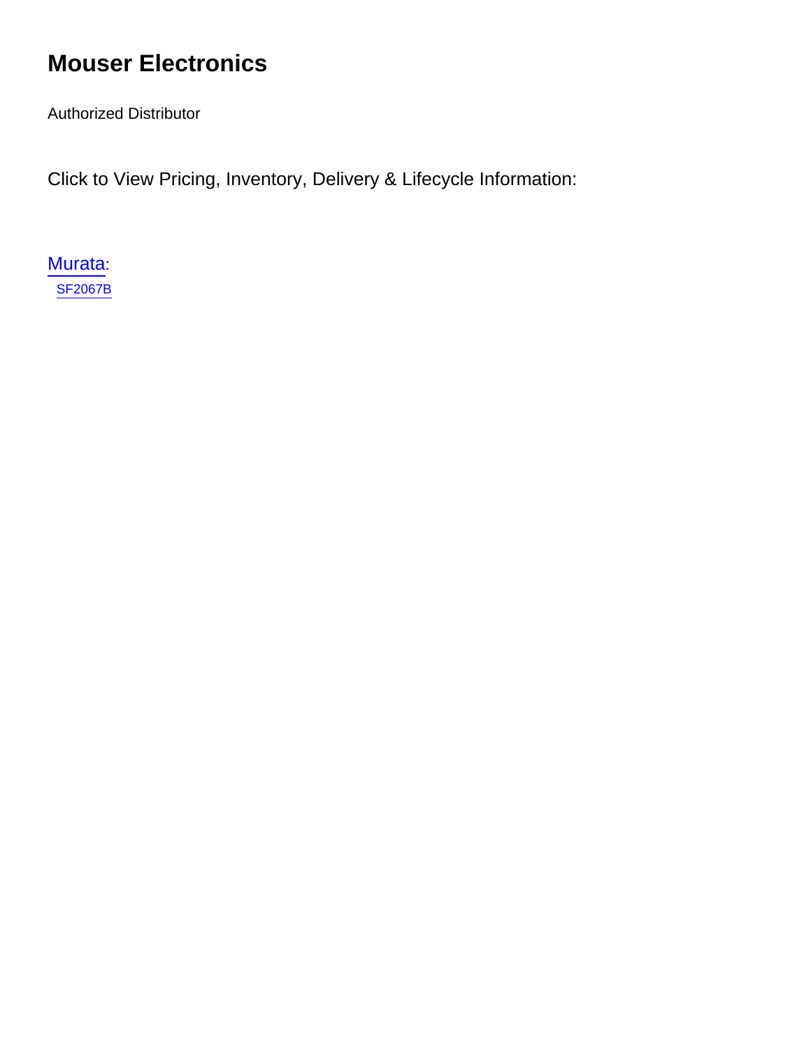# Mouser Electronics

Authorized Distributor

Click to View Pricing, Inventory, Delivery & Lifecycle Information:

Murata:
SF2067B